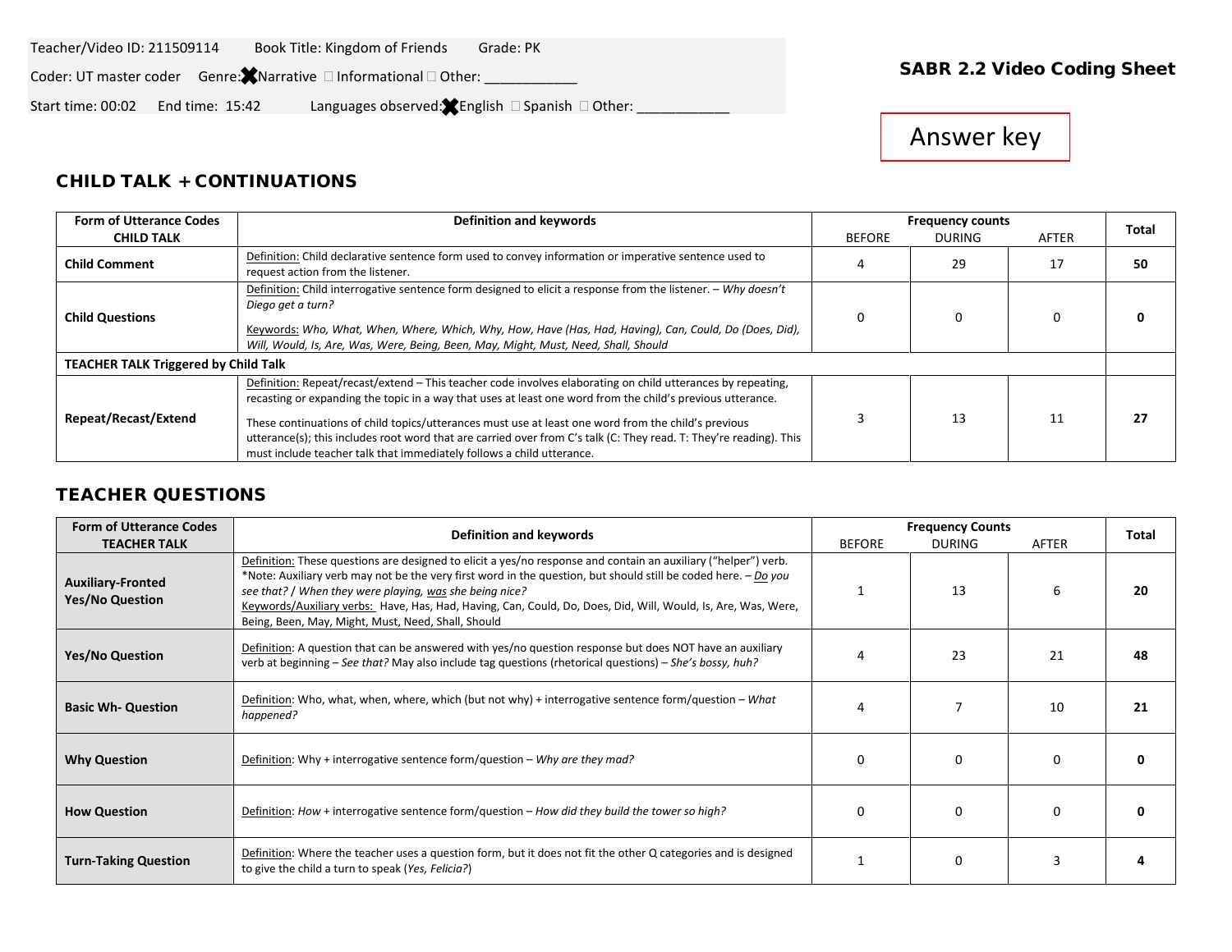Teacher/Video ID: 211509114 Book Title: Kingdom of Friends Grade: PK

Coder: UT master coder Genre: ☒ Narrative ☐ Informational ☐ Other: ____________

Start time: 00:02 End time: 15:42 Languages observed: ☒ English ☐ Spanish ☐ Other: ____________

**SABR 2.2 Video Coding Sheet**

Answer key

## CHILD TALK + CONTINUATIONS

| Form of Utterance Codes CHILD TALK | Definition and keywords | Frequency counts BEFORE | DURING | AFTER | Total |
|---|---|---|---|---|---|
| **Child Comment** | Definition: Child declarative sentence form used to convey information or imperative sentence used to request action from the listener. | 4 | 29 | 17 | **50** |
| **Child Questions** | Definition: Child interrogative sentence form designed to elicit a response from the listener. – *Why doesn't Diego get a turn?*<br>Keywords: *Who, What, When, Where, Which, Why, How, Have (Has, Had, Having), Can, Could, Do (Does, Did), Will, Would, Is, Are, Was, Were, Being, Been, May, Might, Must, Need, Shall, Should* | 0 | 0 | 0 | **0** |
| **TEACHER TALK Triggered by Child Talk** | | | | | |
| **Repeat/Recast/Extend** | Definition: Repeat/recast/extend – This teacher code involves elaborating on child utterances by repeating, recasting or expanding the topic in a way that uses at least one word from the child's previous utterance.<br>These continuations of child topics/utterances must use at least one word from the child's previous utterance(s); this includes root word that are carried over from C's talk (C: They read. T: They're reading). This must include teacher talk that immediately follows a child utterance. | 3 | 13 | 11 | **27** |

## TEACHER QUESTIONS

| Form of Utterance Codes TEACHER TALK | Definition and keywords | Frequency Counts BEFORE | DURING | AFTER | Total |
|---|---|---|---|---|---|
| **Auxiliary-Fronted Yes/No Question** | Definition: These questions are designed to elicit a yes/no response and contain an auxiliary ("helper") verb. *Note: Auxiliary verb may not be the very first word in the question, but should still be coded here. – *Do you see that? / When they were playing, was she being nice?*<br>Keywords/Auxiliary verbs: Have, Has, Had, Having, Can, Could, Do, Does, Did, Will, Would, Is, Are, Was, Were, Being, Been, May, Might, Must, Need, Shall, Should | 1 | 13 | 6 | **20** |
| **Yes/No Question** | Definition: A question that can be answered with yes/no question response but does NOT have an auxiliary verb at beginning – *See that?* May also include tag questions (rhetorical questions) – *She's bossy, huh?* | 4 | 23 | 21 | **48** |
| **Basic Wh- Question** | Definition: Who, what, when, where, which (but not why) + interrogative sentence form/question – *What happened?* | 4 | 7 | 10 | **21** |
| **Why Question** | Definition: Why + interrogative sentence form/question – *Why are they mad?* | 0 | 0 | 0 | **0** |
| **How Question** | Definition: *How* + interrogative sentence form/question – *How did they build the tower so high?* | 0 | 0 | 0 | **0** |
| **Turn-Taking Question** | Definition: Where the teacher uses a question form, but it does not fit the other Q categories and is designed to give the child a turn to speak (*Yes, Felicia?*) | 1 | 0 | 3 | **4** |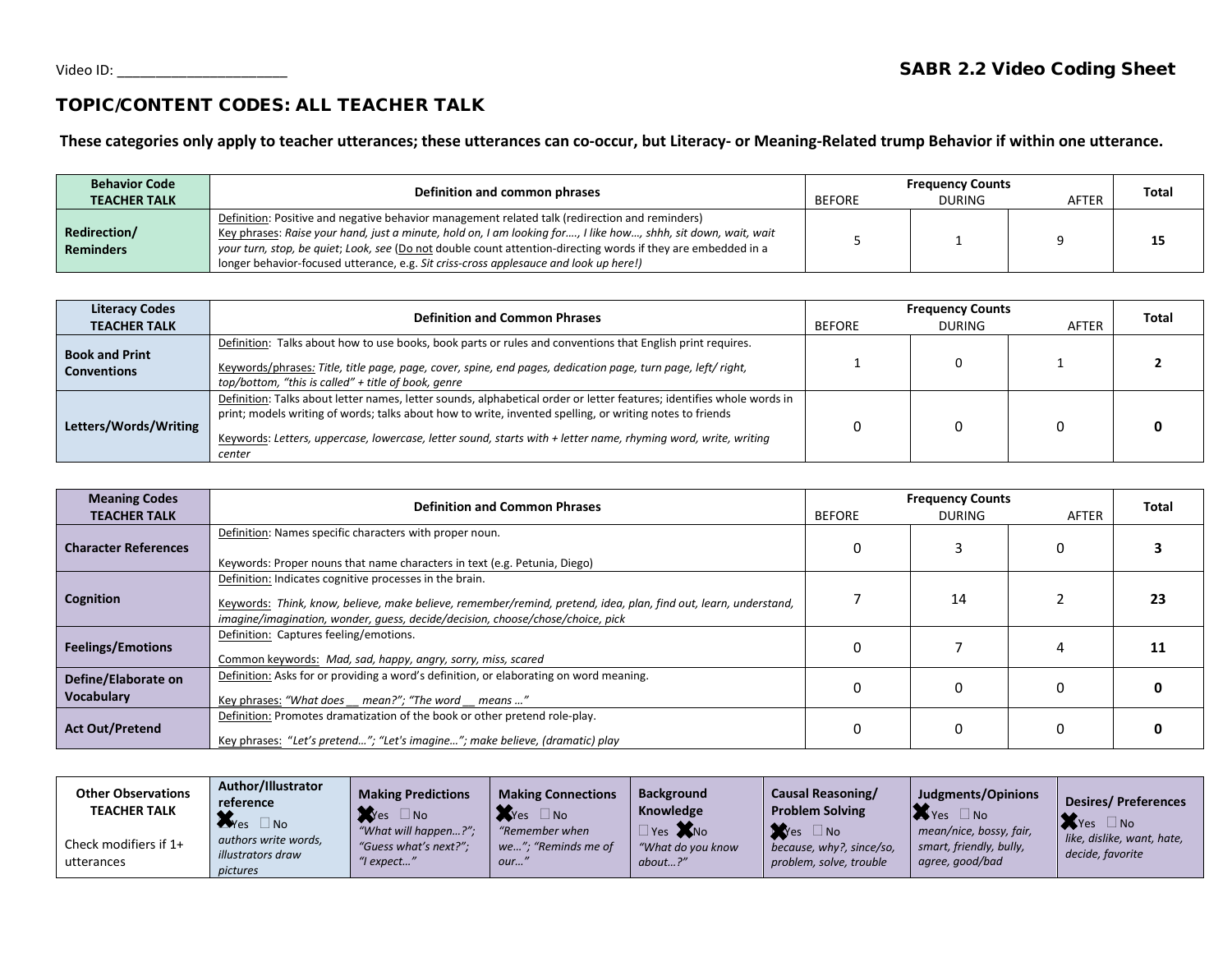Video ID: ______________________

**SABR 2.2 Video Coding Sheet**

## TOPIC/CONTENT CODES: ALL TEACHER TALK

**These categories only apply to teacher utterances; these utterances can co-occur, but Literacy- or Meaning-Related trump Behavior if within one utterance.**

| Behavior Code TEACHER TALK | Definition and common phrases | Frequency Counts BEFORE | DURING | AFTER | Total |
|---|---|---|---|---|---|
| **Redirection/ Reminders** | Definition: Positive and negative behavior management related talk (redirection and reminders) Key phrases: *Raise your hand, just a minute, hold on, I am looking for…., I like how…, shhh, sit down, wait, wait your turn, stop, be quiet*; *Look, see* (Do not double count attention-directing words if they are embedded in a longer behavior-focused utterance, e.g. *Sit criss-cross applesauce and look up here!)* | 5 | 1 | 9 | **15** |

| Literacy Codes TEACHER TALK | Definition and Common Phrases | Frequency Counts BEFORE | DURING | AFTER | Total |
|---|---|---|---|---|---|
| **Book and Print Conventions** | Definition: Talks about how to use books, book parts or rules and conventions that English print requires. Keywords/phrases: *Title, title page, page, cover, spine, end pages, dedication page, turn page, left/ right, top/bottom, "this is called" + title of book, genre* | 1 | 0 | 1 | **2** |
| **Letters/Words/Writing** | Definition: Talks about letter names, letter sounds, alphabetical order or letter features; identifies whole words in print; models writing of words; talks about how to write, invented spelling, or writing notes to friends Keywords: *Letters, uppercase, lowercase, letter sound, starts with + letter name, rhyming word, write, writing center* | 0 | 0 | 0 | **0** |

| Meaning Codes TEACHER TALK | Definition and Common Phrases | Frequency Counts BEFORE | DURING | AFTER | Total |
|---|---|---|---|---|---|
| **Character References** | Definition: Names specific characters with proper noun. Keywords: Proper nouns that name characters in text (e.g. Petunia, Diego) | 0 | 3 | 0 | **3** |
| **Cognition** | Definition: Indicates cognitive processes in the brain. Keywords: *Think, know, believe, make believe, remember/remind, pretend, idea, plan, find out, learn, understand, imagine/imagination, wonder, guess, decide/decision, choose/chose/choice, pick* | 7 | 14 | 2 | **23** |
| **Feelings/Emotions** | Definition: Captures feeling/emotions. Common keywords: *Mad, sad, happy, angry, sorry, miss, scared* | 0 | 7 | 4 | **11** |
| **Define/Elaborate on Vocabulary** | Definition: Asks for or providing a word's definition, or elaborating on word meaning. Key phrases: *"What does __ mean?"; "The word __ means …"* | 0 | 0 | 0 | **0** |
| **Act Out/Pretend** | Definition: Promotes dramatization of the book or other pretend role-play. Key phrases: *"Let's pretend…"; "Let's imagine…"; make believe, (dramatic) play* | 0 | 0 | 0 | **0** |

| Other Observations TEACHER TALK Check modifiers if 1+ utterances | Author/Illustrator reference | Making Predictions | Making Connections | Background Knowledge | Causal Reasoning/ Problem Solving | Judgments/Opinions | Desires/ Preferences |
|---|---|---|---|---|---|---|---|
| | ☒ Yes ☐ No | ☒ Yes ☐ No | ☒ Yes ☐ No | ☐ Yes ☒ No | ☒ Yes ☐ No | ☒ Yes ☐ No | ☒ Yes ☐ No |
| | *authors write words, illustrators draw pictures* | *"What will happen…?"; "Guess what's next?"; "I expect…"* | *"Remember when we…"; "Reminds me of our…"* | *"What do you know about…?"* | *because, why?, since/so, problem, solve, trouble* | *mean/nice, bossy, fair, smart, friendly, bully, agree, good/bad* | *like, dislike, want, hate, decide, favorite* |